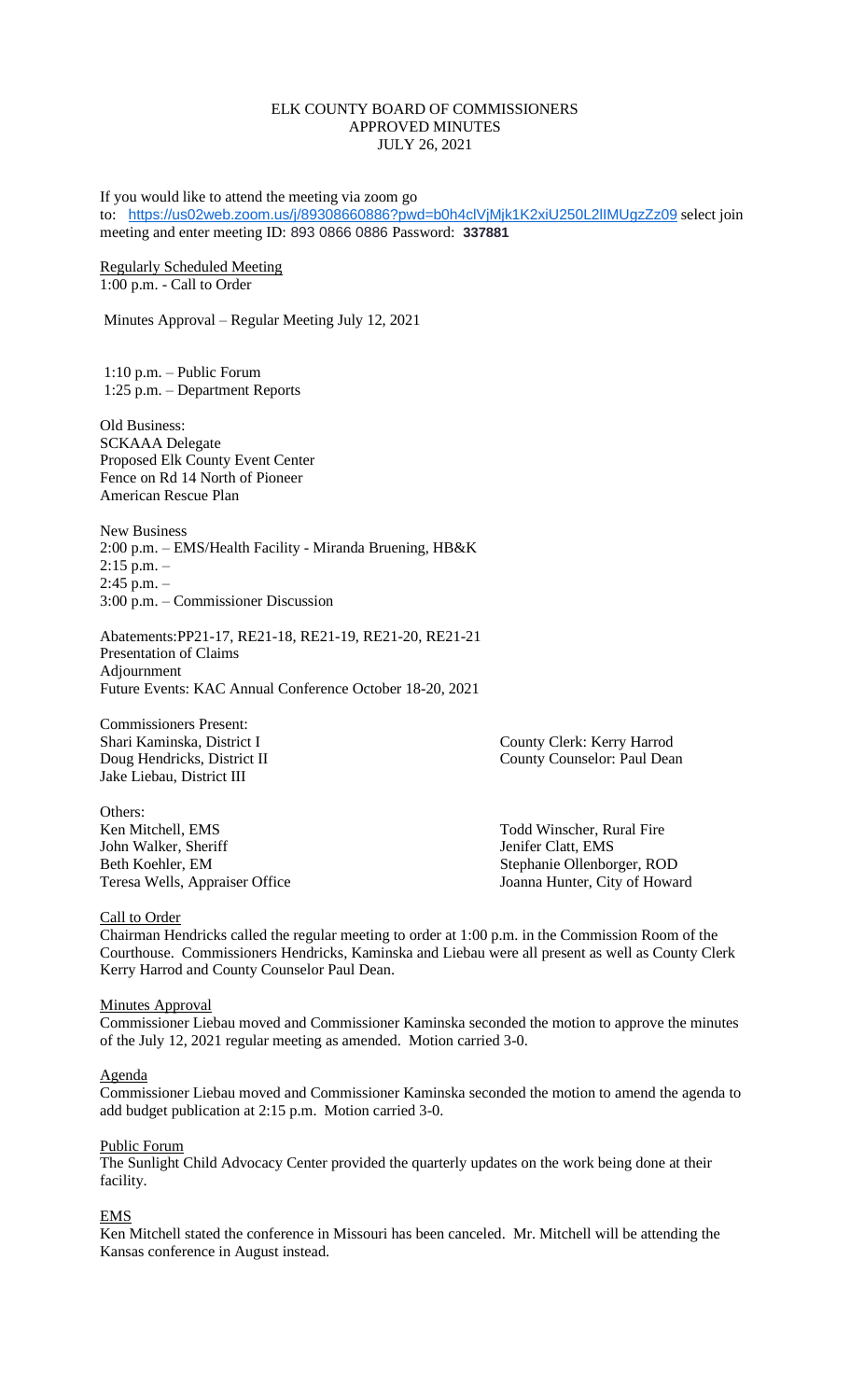# ELK COUNTY BOARD OF COMMISSIONERS
## APPROVED MINUTES
### JULY 26, 2021

If you would like to attend the meeting via zoom go to: https://us02web.zoom.us/j/89308660886?pwd=b0h4clVjMjk1K2xiU250L2lIMUgzZz09 select join meeting and enter meeting ID: 893 0866 0886 Password: **337881**

Regularly Scheduled Meeting
1:00 p.m. - Call to Order

Minutes Approval – Regular Meeting July 12, 2021

1:10 p.m. – Public Forum
1:25 p.m. – Department Reports

Old Business:
SCKAAA Delegate
Proposed Elk County Event Center
Fence on Rd 14 North of Pioneer
American Rescue Plan

New Business
2:00 p.m. – EMS/Health Facility - Miranda Bruening, HB&K
2:15 p.m. –
2:45 p.m. –
3:00 p.m. – Commissioner Discussion

Abatements:PP21-17, RE21-18, RE21-19, RE21-20, RE21-21
Presentation of Claims
Adjournment
Future Events: KAC Annual Conference October 18-20, 2021

Commissioners Present:
Shari Kaminska, District I
Doug Hendricks, District II
Jake Liebau, District III

County Clerk: Kerry Harrod
County Counselor: Paul Dean

Others:
Ken Mitchell, EMS
John Walker, Sheriff
Beth Koehler, EM
Teresa Wells, Appraiser Office
Todd Winscher, Rural Fire
Jenifer Clatt, EMS
Stephanie Ollenborger, ROD
Joanna Hunter, City of Howard

Call to Order
Chairman Hendricks called the regular meeting to order at 1:00 p.m. in the Commission Room of the Courthouse. Commissioners Hendricks, Kaminska and Liebau were all present as well as County Clerk Kerry Harrod and County Counselor Paul Dean.

Minutes Approval
Commissioner Liebau moved and Commissioner Kaminska seconded the motion to approve the minutes of the July 12, 2021 regular meeting as amended. Motion carried 3-0.

Agenda
Commissioner Liebau moved and Commissioner Kaminska seconded the motion to amend the agenda to add budget publication at 2:15 p.m. Motion carried 3-0.

Public Forum
The Sunlight Child Advocacy Center provided the quarterly updates on the work being done at their facility.

EMS
Ken Mitchell stated the conference in Missouri has been canceled. Mr. Mitchell will be attending the Kansas conference in August instead.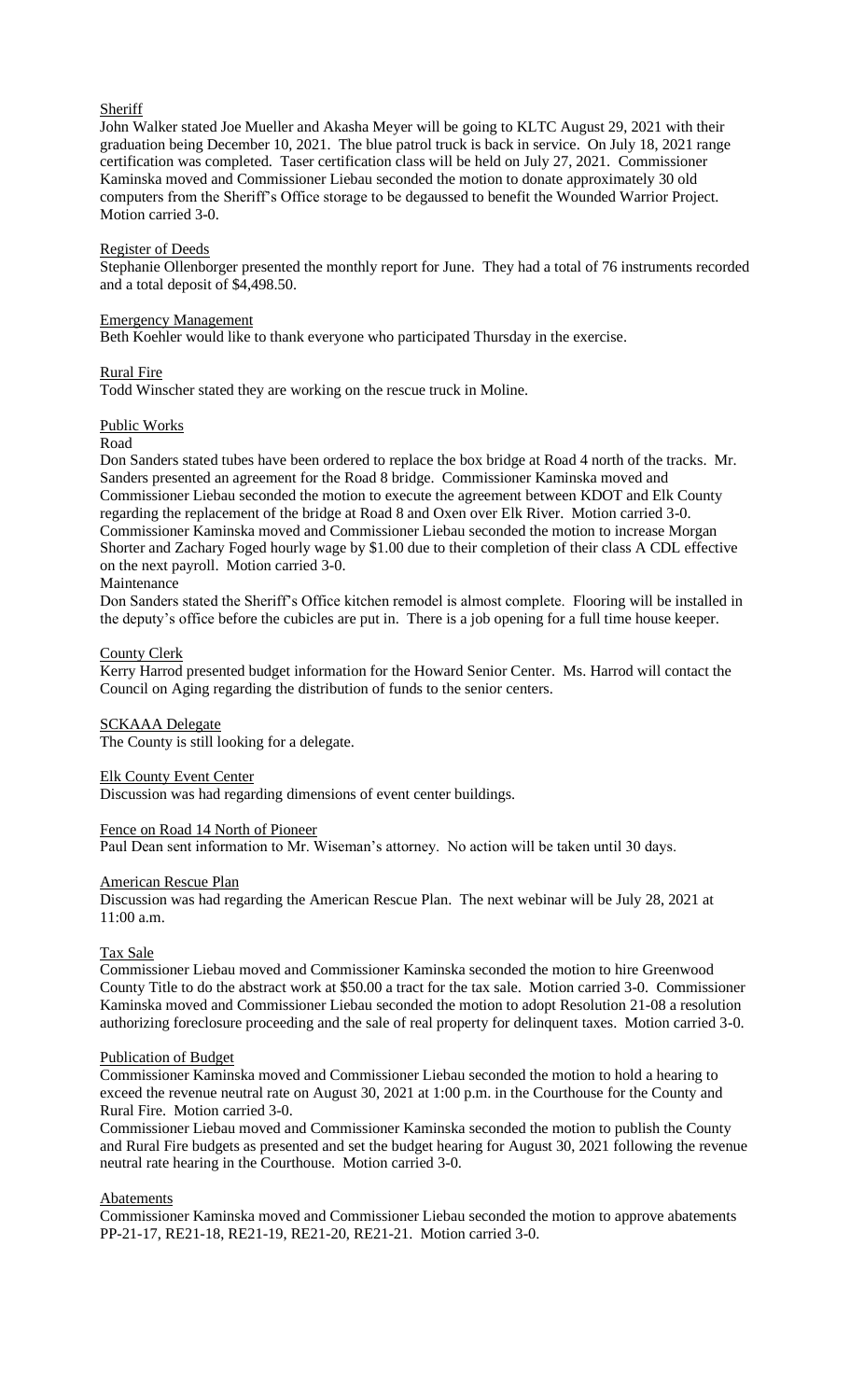## Sheriff

John Walker stated Joe Mueller and Akasha Meyer will be going to KLTC August 29, 2021 with their graduation being December 10, 2021. The blue patrol truck is back in service. On July 18, 2021 range certification was completed. Taser certification class will be held on July 27, 2021. Commissioner Kaminska moved and Commissioner Liebau seconded the motion to donate approximately 30 old computers from the Sheriff's Office storage to be degaussed to benefit the Wounded Warrior Project. Motion carried 3-0.

## Register of Deeds

Stephanie Ollenborger presented the monthly report for June. They had a total of 76 instruments recorded and a total deposit of $4,498.50.

## Emergency Management

Beth Koehler would like to thank everyone who participated Thursday in the exercise.

## Rural Fire

Todd Winscher stated they are working on the rescue truck in Moline.

## Public Works

### Road

Don Sanders stated tubes have been ordered to replace the box bridge at Road 4 north of the tracks. Mr. Sanders presented an agreement for the Road 8 bridge. Commissioner Kaminska moved and Commissioner Liebau seconded the motion to execute the agreement between KDOT and Elk County regarding the replacement of the bridge at Road 8 and Oxen over Elk River. Motion carried 3-0. Commissioner Kaminska moved and Commissioner Liebau seconded the motion to increase Morgan Shorter and Zachary Foged hourly wage by $1.00 due to their completion of their class A CDL effective on the next payroll. Motion carried 3-0.

### Maintenance

Don Sanders stated the Sheriff's Office kitchen remodel is almost complete. Flooring will be installed in the deputy's office before the cubicles are put in. There is a job opening for a full time house keeper.

## County Clerk

Kerry Harrod presented budget information for the Howard Senior Center. Ms. Harrod will contact the Council on Aging regarding the distribution of funds to the senior centers.

## SCKAAA Delegate

The County is still looking for a delegate.

## Elk County Event Center

Discussion was had regarding dimensions of event center buildings.

## Fence on Road 14 North of Pioneer

Paul Dean sent information to Mr. Wiseman's attorney. No action will be taken until 30 days.

## American Rescue Plan

Discussion was had regarding the American Rescue Plan. The next webinar will be July 28, 2021 at 11:00 a.m.

## Tax Sale

Commissioner Liebau moved and Commissioner Kaminska seconded the motion to hire Greenwood County Title to do the abstract work at $50.00 a tract for the tax sale. Motion carried 3-0. Commissioner Kaminska moved and Commissioner Liebau seconded the motion to adopt Resolution 21-08 a resolution authorizing foreclosure proceeding and the sale of real property for delinquent taxes. Motion carried 3-0.

## Publication of Budget

Commissioner Kaminska moved and Commissioner Liebau seconded the motion to hold a hearing to exceed the revenue neutral rate on August 30, 2021 at 1:00 p.m. in the Courthouse for the County and Rural Fire. Motion carried 3-0.

Commissioner Liebau moved and Commissioner Kaminska seconded the motion to publish the County and Rural Fire budgets as presented and set the budget hearing for August 30, 2021 following the revenue neutral rate hearing in the Courthouse. Motion carried 3-0.

## Abatements

Commissioner Kaminska moved and Commissioner Liebau seconded the motion to approve abatements PP-21-17, RE21-18, RE21-19, RE21-20, RE21-21. Motion carried 3-0.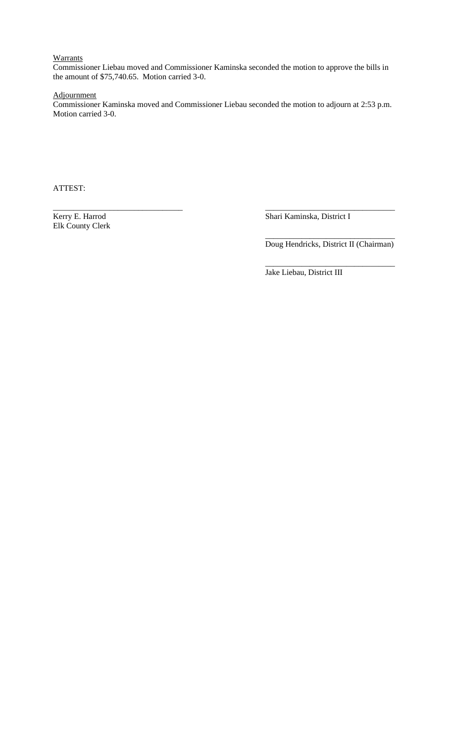<u>Warrants</u>

Commissioner Liebau moved and Commissioner Kaminska seconded the motion to approve the bills in the amount of $75,740.65. Motion carried 3-0.

<u>Adjournment</u>

Commissioner Kaminska moved and Commissioner Liebau seconded the motion to adjourn at 2:53 p.m. Motion carried 3-0.

ATTEST:

\_\_\_\_\_\_\_\_\_\_\_\_\_\_\_\_\_\_\_\_\_\_\_\_\_\_\_\_\_\_\_\_
Kerry E. Harrod
Elk County Clerk

\_\_\_\_\_\_\_\_\_\_\_\_\_\_\_\_\_\_\_\_\_\_\_\_\_\_\_\_\_\_\_\_
Shari Kaminska, District I

\_\_\_\_\_\_\_\_\_\_\_\_\_\_\_\_\_\_\_\_\_\_\_\_\_\_\_\_\_\_\_\_
Doug Hendricks, District II (Chairman)

\_\_\_\_\_\_\_\_\_\_\_\_\_\_\_\_\_\_\_\_\_\_\_\_\_\_\_\_\_\_\_\_
Jake Liebau, District III